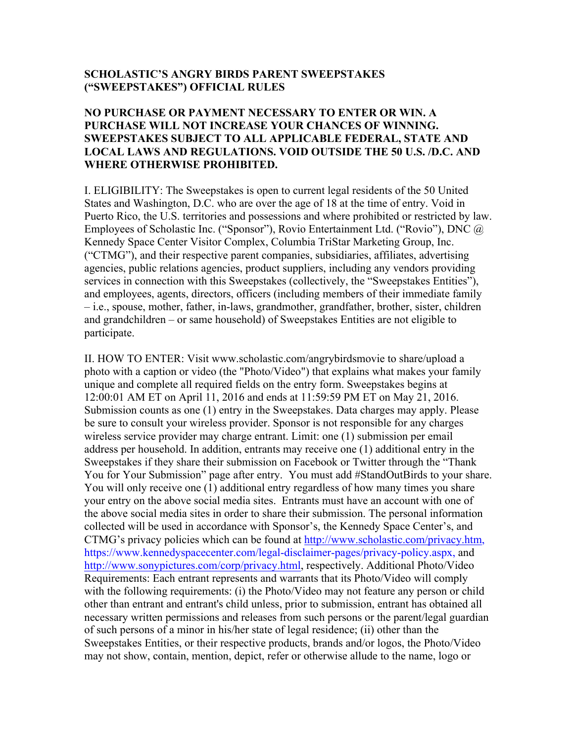**SCHOLASTIC'S ANGRY BIRDS PARENT SWEEPSTAKES ("SWEEPSTAKES") OFFICIAL RULES**

**NO PURCHASE OR PAYMENT NECESSARY TO ENTER OR WIN. A PURCHASE WILL NOT INCREASE YOUR CHANCES OF WINNING. SWEEPSTAKES SUBJECT TO ALL APPLICABLE FEDERAL, STATE AND LOCAL LAWS AND REGULATIONS. VOID OUTSIDE THE 50 U.S. /D.C. AND WHERE OTHERWISE PROHIBITED.**

I. ELIGIBILITY: The Sweepstakes is open to current legal residents of the 50 United States and Washington, D.C. who are over the age of 18 at the time of entry. Void in Puerto Rico, the U.S. territories and possessions and where prohibited or restricted by law. Employees of Scholastic Inc. ("Sponsor"), Rovio Entertainment Ltd. ("Rovio"), DNC @ Kennedy Space Center Visitor Complex, Columbia TriStar Marketing Group, Inc. ("CTMG"), and their respective parent companies, subsidiaries, affiliates, advertising agencies, public relations agencies, product suppliers, including any vendors providing services in connection with this Sweepstakes (collectively, the "Sweepstakes Entities"), and employees, agents, directors, officers (including members of their immediate family – i.e., spouse, mother, father, in-laws, grandmother, grandfather, brother, sister, children and grandchildren – or same household) of Sweepstakes Entities are not eligible to participate.

II. HOW TO ENTER: Visit www.scholastic.com/angrybirdsmovie to share/upload a photo with a caption or video (the "Photo/Video") that explains what makes your family unique and complete all required fields on the entry form. Sweepstakes begins at 12:00:01 AM ET on April 11, 2016 and ends at 11:59:59 PM ET on May 21, 2016. Submission counts as one (1) entry in the Sweepstakes. Data charges may apply. Please be sure to consult your wireless provider. Sponsor is not responsible for any charges wireless service provider may charge entrant. Limit: one (1) submission per email address per household. In addition, entrants may receive one (1) additional entry in the Sweepstakes if they share their submission on Facebook or Twitter through the "Thank You for Your Submission" page after entry. You must add #StandOutBirds to your share. You will only receive one (1) additional entry regardless of how many times you share your entry on the above social media sites. Entrants must have an account with one of the above social media sites in order to share their submission. The personal information collected will be used in accordance with Sponsor's, the Kennedy Space Center's, and CTMG's privacy policies which can be found at http://www.scholastic.com/privacy.htm, https://www.kennedyspacecenter.com/legal-disclaimer-pages/privacy-policy.aspx, and http://www.sonypictures.com/corp/privacy.html, respectively. Additional Photo/Video Requirements: Each entrant represents and warrants that its Photo/Video will comply with the following requirements: (i) the Photo/Video may not feature any person or child other than entrant and entrant's child unless, prior to submission, entrant has obtained all necessary written permissions and releases from such persons or the parent/legal guardian of such persons of a minor in his/her state of legal residence; (ii) other than the Sweepstakes Entities, or their respective products, brands and/or logos, the Photo/Video may not show, contain, mention, depict, refer or otherwise allude to the name, logo or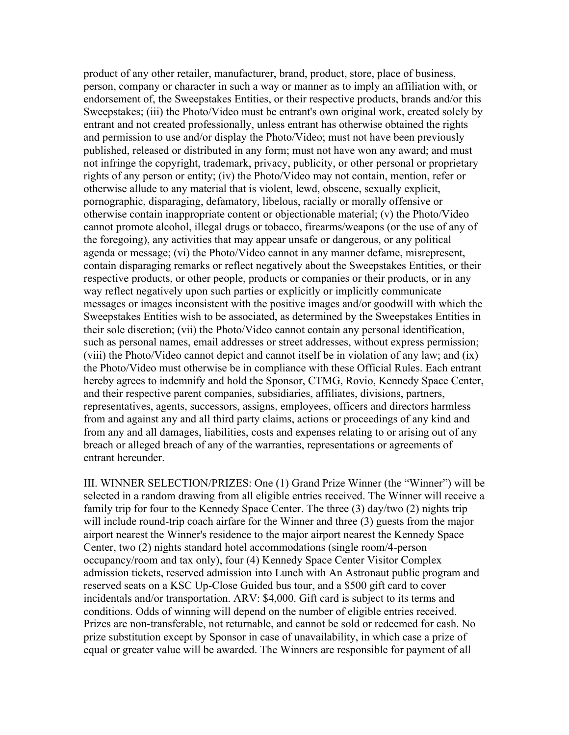product of any other retailer, manufacturer, brand, product, store, place of business, person, company or character in such a way or manner as to imply an affiliation with, or endorsement of, the Sweepstakes Entities, or their respective products, brands and/or this Sweepstakes; (iii) the Photo/Video must be entrant's own original work, created solely by entrant and not created professionally, unless entrant has otherwise obtained the rights and permission to use and/or display the Photo/Video; must not have been previously published, released or distributed in any form; must not have won any award; and must not infringe the copyright, trademark, privacy, publicity, or other personal or proprietary rights of any person or entity; (iv) the Photo/Video may not contain, mention, refer or otherwise allude to any material that is violent, lewd, obscene, sexually explicit, pornographic, disparaging, defamatory, libelous, racially or morally offensive or otherwise contain inappropriate content or objectionable material; (v) the Photo/Video cannot promote alcohol, illegal drugs or tobacco, firearms/weapons (or the use of any of the foregoing), any activities that may appear unsafe or dangerous, or any political agenda or message; (vi) the Photo/Video cannot in any manner defame, misrepresent, contain disparaging remarks or reflect negatively about the Sweepstakes Entities, or their respective products, or other people, products or companies or their products, or in any way reflect negatively upon such parties or explicitly or implicitly communicate messages or images inconsistent with the positive images and/or goodwill with which the Sweepstakes Entities wish to be associated, as determined by the Sweepstakes Entities in their sole discretion; (vii) the Photo/Video cannot contain any personal identification, such as personal names, email addresses or street addresses, without express permission; (viii) the Photo/Video cannot depict and cannot itself be in violation of any law; and (ix) the Photo/Video must otherwise be in compliance with these Official Rules. Each entrant hereby agrees to indemnify and hold the Sponsor, CTMG, Rovio, Kennedy Space Center, and their respective parent companies, subsidiaries, affiliates, divisions, partners, representatives, agents, successors, assigns, employees, officers and directors harmless from and against any and all third party claims, actions or proceedings of any kind and from any and all damages, liabilities, costs and expenses relating to or arising out of any breach or alleged breach of any of the warranties, representations or agreements of entrant hereunder.

III. WINNER SELECTION/PRIZES: One (1) Grand Prize Winner (the "Winner") will be selected in a random drawing from all eligible entries received. The Winner will receive a family trip for four to the Kennedy Space Center. The three (3) day/two (2) nights trip will include round-trip coach airfare for the Winner and three (3) guests from the major airport nearest the Winner's residence to the major airport nearest the Kennedy Space Center, two (2) nights standard hotel accommodations (single room/4-person occupancy/room and tax only), four (4) Kennedy Space Center Visitor Complex admission tickets, reserved admission into Lunch with An Astronaut public program and reserved seats on a KSC Up-Close Guided bus tour, and a $500 gift card to cover incidentals and/or transportation. ARV: $4,000. Gift card is subject to its terms and conditions. Odds of winning will depend on the number of eligible entries received. Prizes are non-transferable, not returnable, and cannot be sold or redeemed for cash. No prize substitution except by Sponsor in case of unavailability, in which case a prize of equal or greater value will be awarded. The Winners are responsible for payment of all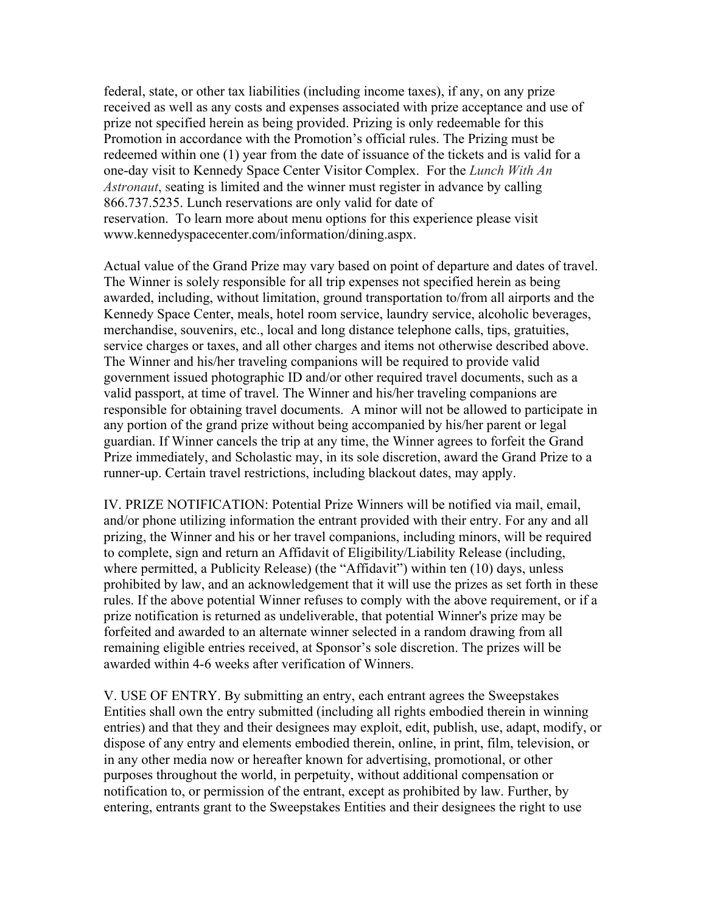federal, state, or other tax liabilities (including income taxes), if any, on any prize received as well as any costs and expenses associated with prize acceptance and use of prize not specified herein as being provided. Prizing is only redeemable for this Promotion in accordance with the Promotion's official rules. The Prizing must be redeemed within one (1) year from the date of issuance of the tickets and is valid for a one-day visit to Kennedy Space Center Visitor Complex. For the *Lunch With An Astronaut*, seating is limited and the winner must register in advance by calling 866.737.5235. Lunch reservations are only valid for date of reservation. To learn more about menu options for this experience please visit www.kennedyspacecenter.com/information/dining.aspx.

Actual value of the Grand Prize may vary based on point of departure and dates of travel. The Winner is solely responsible for all trip expenses not specified herein as being awarded, including, without limitation, ground transportation to/from all airports and the Kennedy Space Center, meals, hotel room service, laundry service, alcoholic beverages, merchandise, souvenirs, etc., local and long distance telephone calls, tips, gratuities, service charges or taxes, and all other charges and items not otherwise described above. The Winner and his/her traveling companions will be required to provide valid government issued photographic ID and/or other required travel documents, such as a valid passport, at time of travel. The Winner and his/her traveling companions are responsible for obtaining travel documents. A minor will not be allowed to participate in any portion of the grand prize without being accompanied by his/her parent or legal guardian. If Winner cancels the trip at any time, the Winner agrees to forfeit the Grand Prize immediately, and Scholastic may, in its sole discretion, award the Grand Prize to a runner-up. Certain travel restrictions, including blackout dates, may apply.

IV. PRIZE NOTIFICATION: Potential Prize Winners will be notified via mail, email, and/or phone utilizing information the entrant provided with their entry. For any and all prizing, the Winner and his or her travel companions, including minors, will be required to complete, sign and return an Affidavit of Eligibility/Liability Release (including, where permitted, a Publicity Release) (the "Affidavit") within ten (10) days, unless prohibited by law, and an acknowledgement that it will use the prizes as set forth in these rules. If the above potential Winner refuses to comply with the above requirement, or if a prize notification is returned as undeliverable, that potential Winner's prize may be forfeited and awarded to an alternate winner selected in a random drawing from all remaining eligible entries received, at Sponsor's sole discretion. The prizes will be awarded within 4-6 weeks after verification of Winners.

V. USE OF ENTRY. By submitting an entry, each entrant agrees the Sweepstakes Entities shall own the entry submitted (including all rights embodied therein in winning entries) and that they and their designees may exploit, edit, publish, use, adapt, modify, or dispose of any entry and elements embodied therein, online, in print, film, television, or in any other media now or hereafter known for advertising, promotional, or other purposes throughout the world, in perpetuity, without additional compensation or notification to, or permission of the entrant, except as prohibited by law. Further, by entering, entrants grant to the Sweepstakes Entities and their designees the right to use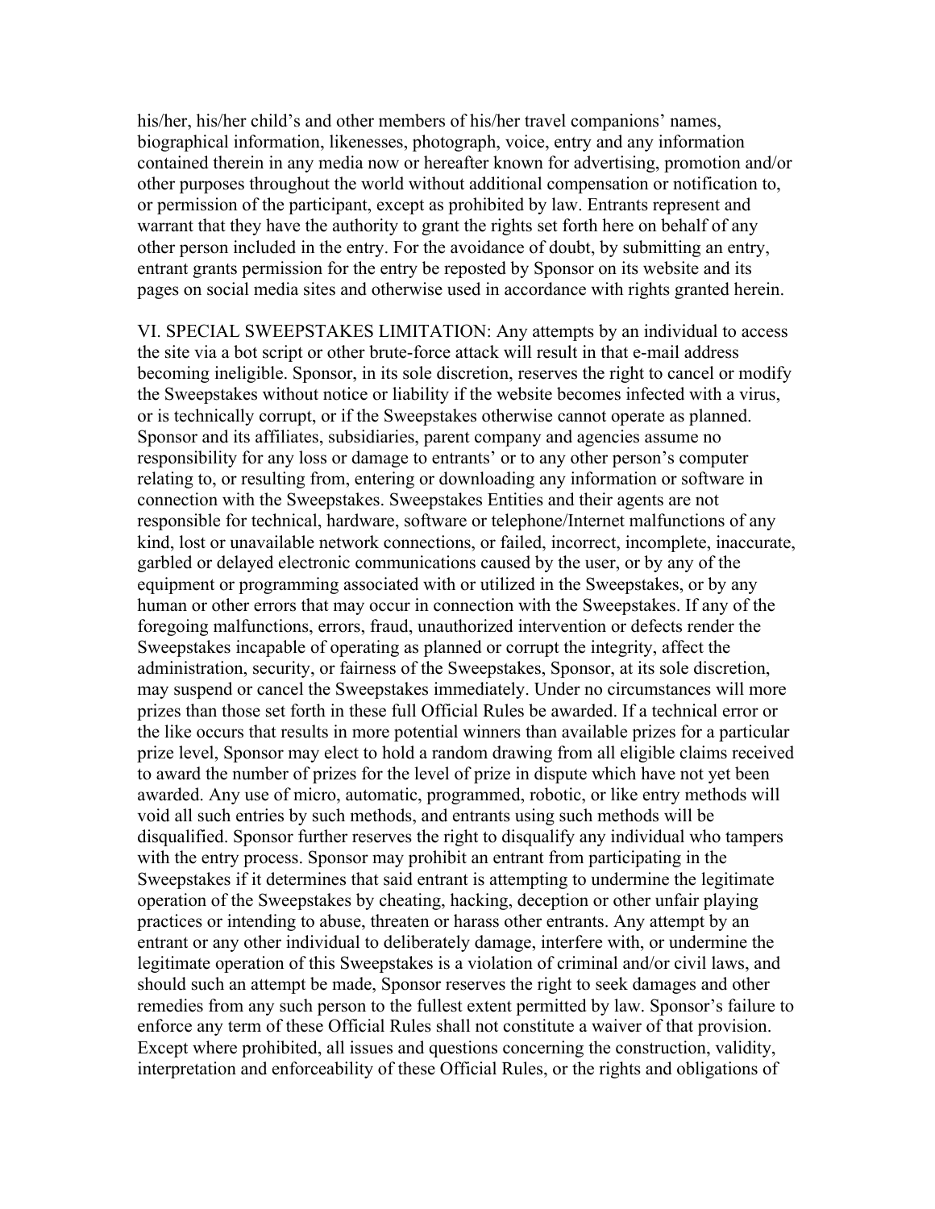his/her, his/her child's and other members of his/her travel companions' names, biographical information, likenesses, photograph, voice, entry and any information contained therein in any media now or hereafter known for advertising, promotion and/or other purposes throughout the world without additional compensation or notification to, or permission of the participant, except as prohibited by law. Entrants represent and warrant that they have the authority to grant the rights set forth here on behalf of any other person included in the entry. For the avoidance of doubt, by submitting an entry, entrant grants permission for the entry be reposted by Sponsor on its website and its pages on social media sites and otherwise used in accordance with rights granted herein.

VI. SPECIAL SWEEPSTAKES LIMITATION: Any attempts by an individual to access the site via a bot script or other brute-force attack will result in that e-mail address becoming ineligible. Sponsor, in its sole discretion, reserves the right to cancel or modify the Sweepstakes without notice or liability if the website becomes infected with a virus, or is technically corrupt, or if the Sweepstakes otherwise cannot operate as planned. Sponsor and its affiliates, subsidiaries, parent company and agencies assume no responsibility for any loss or damage to entrants' or to any other person's computer relating to, or resulting from, entering or downloading any information or software in connection with the Sweepstakes. Sweepstakes Entities and their agents are not responsible for technical, hardware, software or telephone/Internet malfunctions of any kind, lost or unavailable network connections, or failed, incorrect, incomplete, inaccurate, garbled or delayed electronic communications caused by the user, or by any of the equipment or programming associated with or utilized in the Sweepstakes, or by any human or other errors that may occur in connection with the Sweepstakes. If any of the foregoing malfunctions, errors, fraud, unauthorized intervention or defects render the Sweepstakes incapable of operating as planned or corrupt the integrity, affect the administration, security, or fairness of the Sweepstakes, Sponsor, at its sole discretion, may suspend or cancel the Sweepstakes immediately. Under no circumstances will more prizes than those set forth in these full Official Rules be awarded. If a technical error or the like occurs that results in more potential winners than available prizes for a particular prize level, Sponsor may elect to hold a random drawing from all eligible claims received to award the number of prizes for the level of prize in dispute which have not yet been awarded. Any use of micro, automatic, programmed, robotic, or like entry methods will void all such entries by such methods, and entrants using such methods will be disqualified. Sponsor further reserves the right to disqualify any individual who tampers with the entry process. Sponsor may prohibit an entrant from participating in the Sweepstakes if it determines that said entrant is attempting to undermine the legitimate operation of the Sweepstakes by cheating, hacking, deception or other unfair playing practices or intending to abuse, threaten or harass other entrants. Any attempt by an entrant or any other individual to deliberately damage, interfere with, or undermine the legitimate operation of this Sweepstakes is a violation of criminal and/or civil laws, and should such an attempt be made, Sponsor reserves the right to seek damages and other remedies from any such person to the fullest extent permitted by law. Sponsor's failure to enforce any term of these Official Rules shall not constitute a waiver of that provision. Except where prohibited, all issues and questions concerning the construction, validity, interpretation and enforceability of these Official Rules, or the rights and obligations of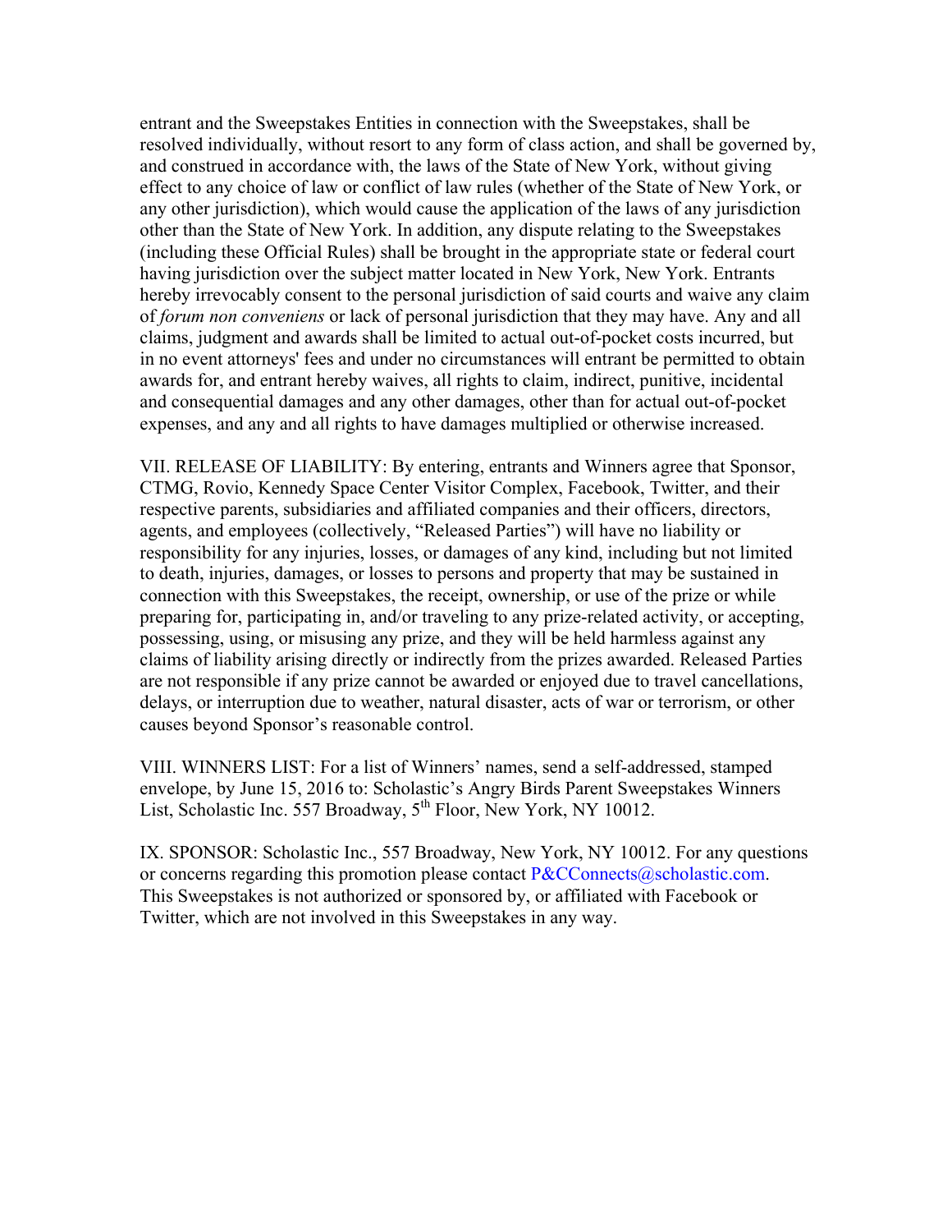entrant and the Sweepstakes Entities in connection with the Sweepstakes, shall be resolved individually, without resort to any form of class action, and shall be governed by, and construed in accordance with, the laws of the State of New York, without giving effect to any choice of law or conflict of law rules (whether of the State of New York, or any other jurisdiction), which would cause the application of the laws of any jurisdiction other than the State of New York. In addition, any dispute relating to the Sweepstakes (including these Official Rules) shall be brought in the appropriate state or federal court having jurisdiction over the subject matter located in New York, New York. Entrants hereby irrevocably consent to the personal jurisdiction of said courts and waive any claim of *forum non conveniens* or lack of personal jurisdiction that they may have. Any and all claims, judgment and awards shall be limited to actual out-of-pocket costs incurred, but in no event attorneys' fees and under no circumstances will entrant be permitted to obtain awards for, and entrant hereby waives, all rights to claim, indirect, punitive, incidental and consequential damages and any other damages, other than for actual out-of-pocket expenses, and any and all rights to have damages multiplied or otherwise increased.

VII. RELEASE OF LIABILITY: By entering, entrants and Winners agree that Sponsor, CTMG, Rovio, Kennedy Space Center Visitor Complex, Facebook, Twitter, and their respective parents, subsidiaries and affiliated companies and their officers, directors, agents, and employees (collectively, "Released Parties") will have no liability or responsibility for any injuries, losses, or damages of any kind, including but not limited to death, injuries, damages, or losses to persons and property that may be sustained in connection with this Sweepstakes, the receipt, ownership, or use of the prize or while preparing for, participating in, and/or traveling to any prize-related activity, or accepting, possessing, using, or misusing any prize, and they will be held harmless against any claims of liability arising directly or indirectly from the prizes awarded. Released Parties are not responsible if any prize cannot be awarded or enjoyed due to travel cancellations, delays, or interruption due to weather, natural disaster, acts of war or terrorism, or other causes beyond Sponsor's reasonable control.

VIII. WINNERS LIST: For a list of Winners' names, send a self-addressed, stamped envelope, by June 15, 2016 to: Scholastic's Angry Birds Parent Sweepstakes Winners List, Scholastic Inc. 557 Broadway, 5th Floor, New York, NY 10012.

IX. SPONSOR: Scholastic Inc., 557 Broadway, New York, NY 10012. For any questions or concerns regarding this promotion please contact P&CConnects@scholastic.com. This Sweepstakes is not authorized or sponsored by, or affiliated with Facebook or Twitter, which are not involved in this Sweepstakes in any way.